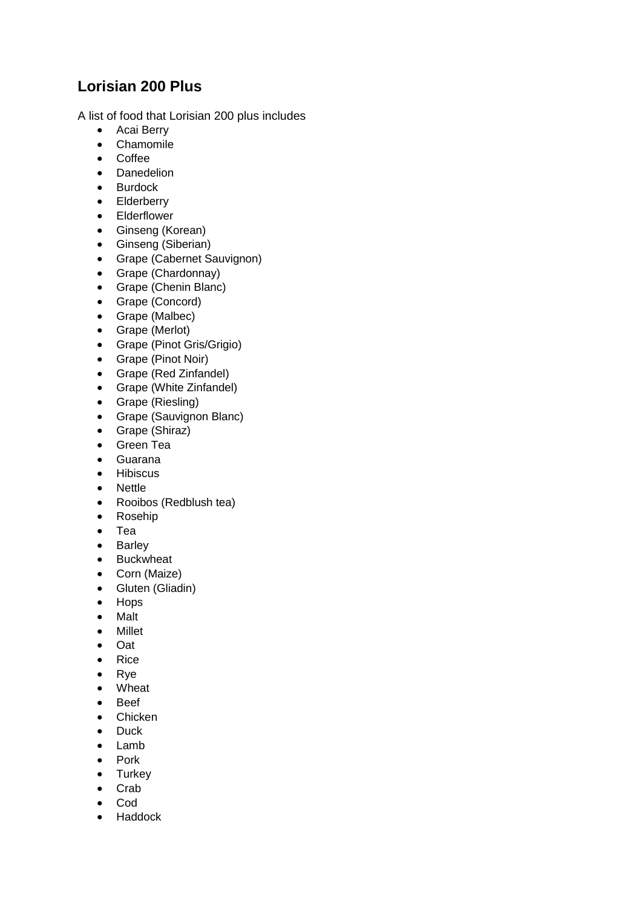## Lorisian 200 Plus

A list of food that Lorisian 200 plus includes

- Acai Berry
- Chamomile
- Coffee
- Danedelion
- Burdock
- Elderberry
- Elderflower
- Ginseng (Korean)
- Ginseng (Siberian)
- Grape (Cabernet Sauvignon)
- Grape (Chardonnay)
- Grape (Chenin Blanc)
- Grape (Concord)
- Grape (Malbec)
- Grape (Merlot)
- Grape (Pinot Gris/Grigio)
- Grape (Pinot Noir)
- Grape (Red Zinfandel)
- Grape (White Zinfandel)
- Grape (Riesling)
- Grape (Sauvignon Blanc)
- Grape (Shiraz)
- Green Tea
- Guarana
- Hibiscus
- Nettle
- Rooibos (Redblush tea)
- Rosehip
- Tea
- Barley
- Buckwheat
- Corn (Maize)
- Gluten (Gliadin)
- Hops
- Malt
- Millet
- Oat
- Rice
- Rye
- Wheat
- Beef
- Chicken
- Duck
- Lamb
- Pork
- Turkey
- Crab
- Cod
- Haddock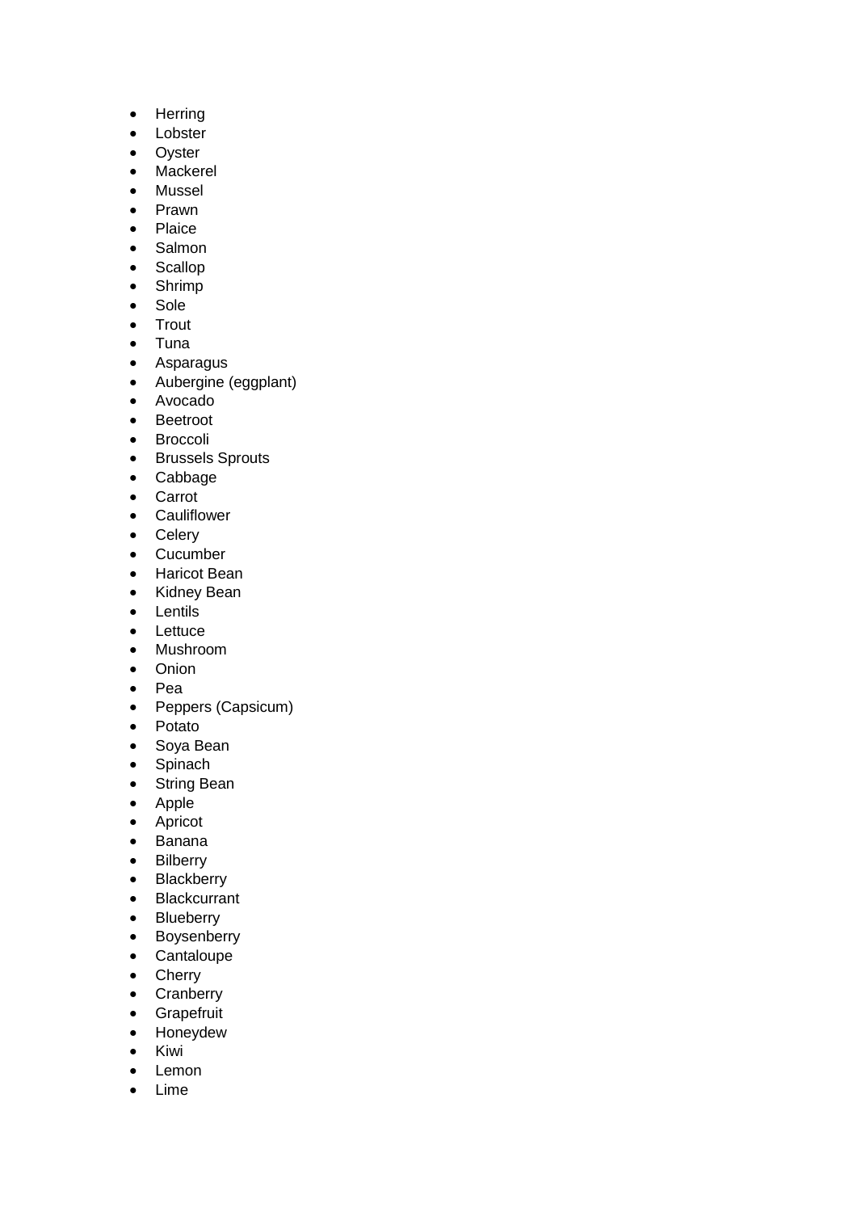- Herring
- Lobster
- Oyster
- Mackerel
- Mussel
- Prawn
- Plaice
- Salmon
- Scallop
- Shrimp
- Sole
- Trout
- Tuna
- Asparagus
- Aubergine (eggplant)
- Avocado
- Beetroot
- Broccoli
- Brussels Sprouts
- Cabbage
- Carrot
- Cauliflower
- Celery
- Cucumber
- Haricot Bean
- Kidney Bean
- Lentils
- Lettuce
- Mushroom
- Onion
- Pea
- Peppers (Capsicum)
- Potato
- Soya Bean
- Spinach
- String Bean
- Apple
- Apricot
- Banana
- Bilberry
- Blackberry
- Blackcurrant
- Blueberry
- Boysenberry
- Cantaloupe
- Cherry
- Cranberry
- Grapefruit
- Honeydew
- Kiwi
- Lemon
- Lime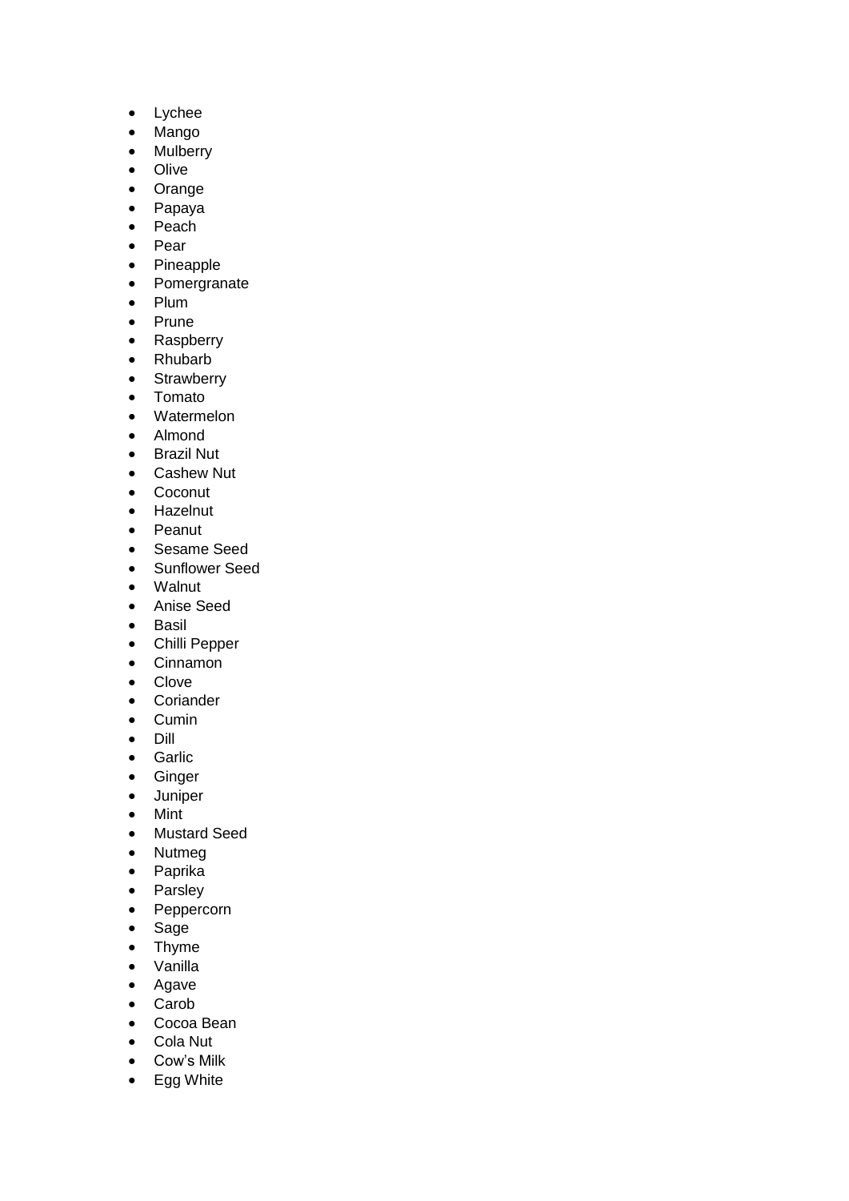- Lychee
- Mango
- Mulberry
- Olive
- Orange
- Papaya
- Peach
- Pear
- Pineapple
- Pomergranate
- Plum
- Prune
- Raspberry
- Rhubarb
- Strawberry
- Tomato
- Watermelon
- Almond
- Brazil Nut
- Cashew Nut
- Coconut
- Hazelnut
- Peanut
- Sesame Seed
- Sunflower Seed
- Walnut
- Anise Seed
- Basil
- Chilli Pepper
- Cinnamon
- Clove
- Coriander
- Cumin
- Dill
- Garlic
- Ginger
- Juniper
- Mint
- Mustard Seed
- Nutmeg
- Paprika
- Parsley
- Peppercorn
- Sage
- Thyme
- Vanilla
- Agave
- Carob
- Cocoa Bean
- Cola Nut
- Cow's Milk
- Egg White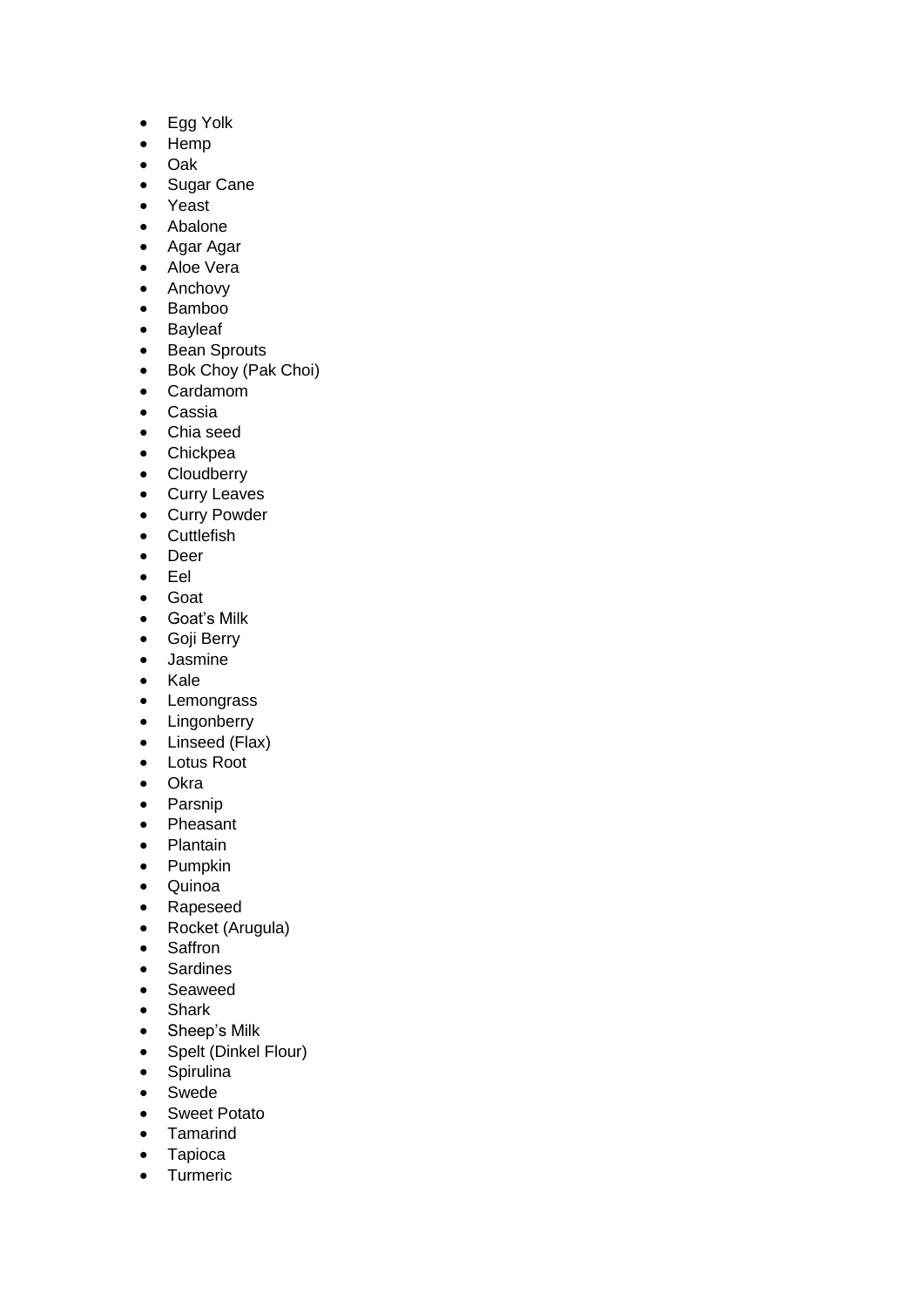- Egg Yolk
- Hemp
- Oak
- Sugar Cane
- Yeast
- Abalone
- Agar Agar
- Aloe Vera
- Anchovy
- Bamboo
- Bayleaf
- Bean Sprouts
- Bok Choy (Pak Choi)
- Cardamom
- Cassia
- Chia seed
- Chickpea
- Cloudberry
- Curry Leaves
- Curry Powder
- Cuttlefish
- Deer
- Eel
- Goat
- Goat's Milk
- Goji Berry
- Jasmine
- Kale
- Lemongrass
- Lingonberry
- Linseed (Flax)
- Lotus Root
- Okra
- Parsnip
- Pheasant
- Plantain
- Pumpkin
- Quinoa
- Rapeseed
- Rocket (Arugula)
- Saffron
- Sardines
- Seaweed
- Shark
- Sheep's Milk
- Spelt (Dinkel Flour)
- Spirulina
- Swede
- Sweet Potato
- Tamarind
- Tapioca
- Turmeric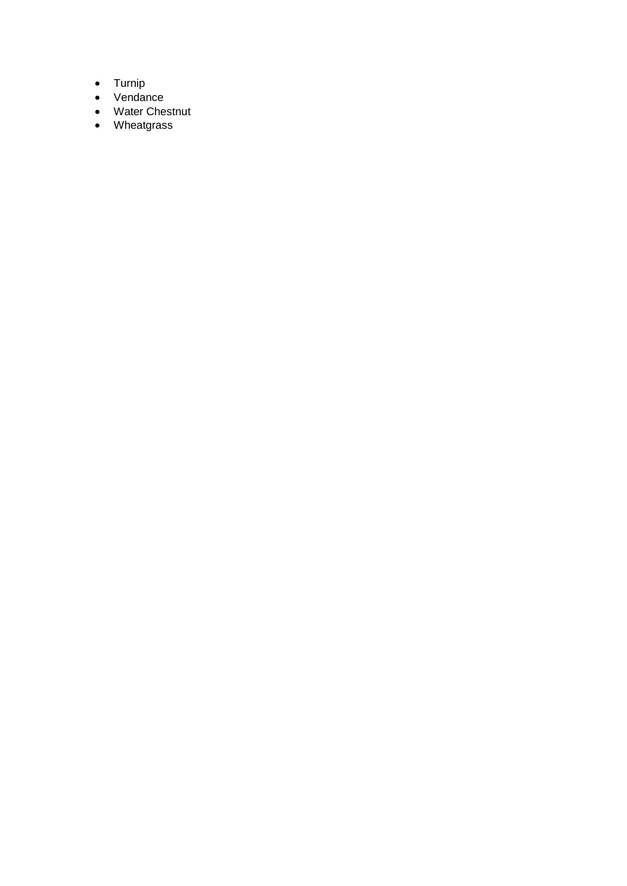- Turnip
- Vendance
- Water Chestnut
- Wheatgrass